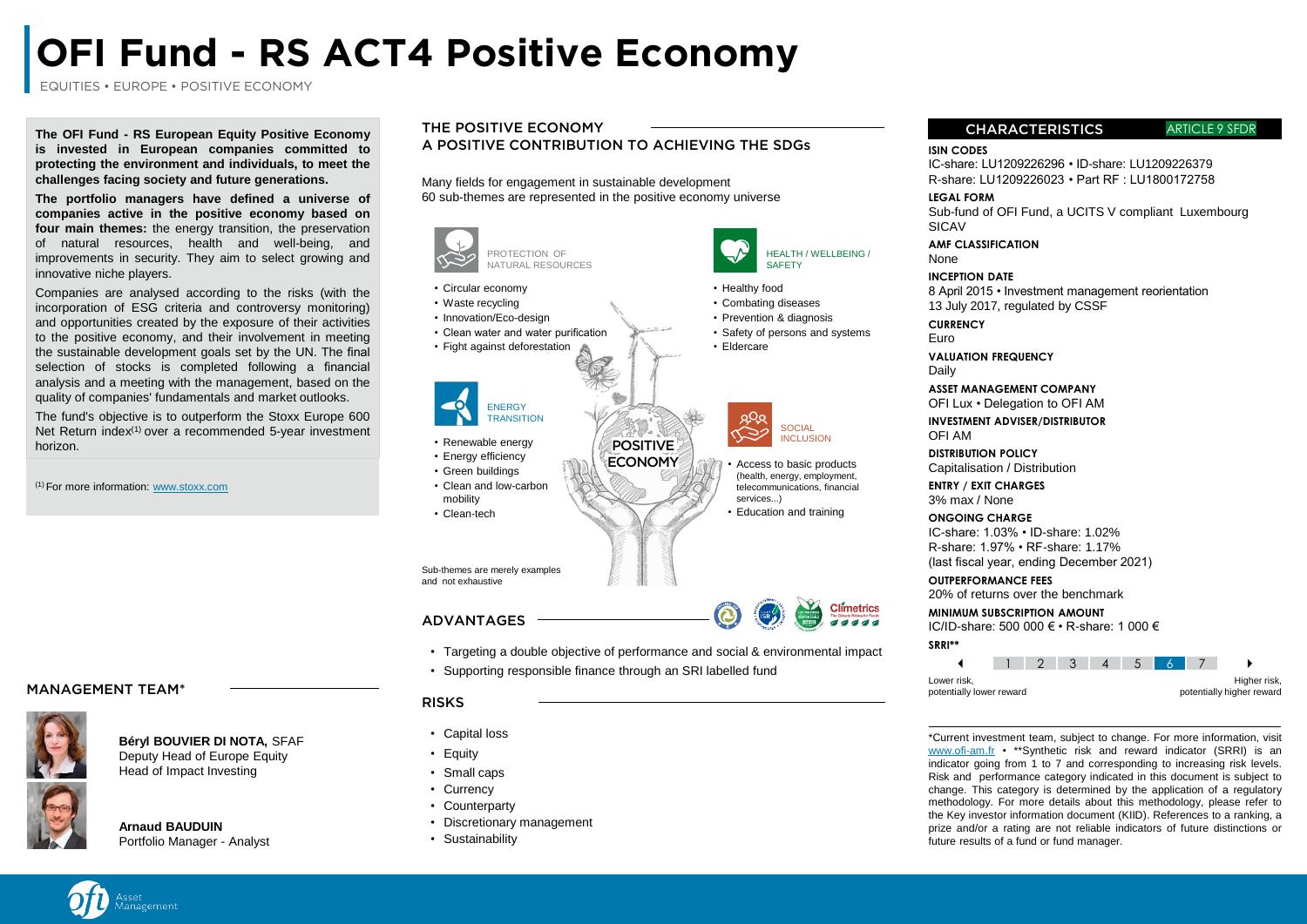# OFI Fund - RS ACT4 Positive Economy

EQUITIES • EUROPE • POSITIVE ECONOMY

**The OFI Fund - RS European Equity Positive Economy is invested in European companies committed to protecting the environment and individuals, to meet the challenges facing society and future generations.**

**The portfolio managers have defined a universe of companies active in the positive economy based on four main themes:** the energy transition, the preservation of natural resources, health and well-being, and improvements in security. They aim to select growing and innovative niche players.

Companies are analysed according to the risks (with the incorporation of ESG criteria and controversy monitoring) and opportunities created by the exposure of their activities to the positive economy, and their involvement in meeting the sustainable development goals set by the UN. The final selection of stocks is completed following a financial analysis and a meeting with the management, based on the quality of companies' fundamentals and market outlooks.

The fund's objective is to outperform the Stoxx Europe 600 Net Return index[1] over a recommended 5-year investment horizon.

[1] For more information: www.stoxx.com

## MANAGEMENT TEAM*

**Béryl BOUVIER DI NOTA,** SFAF
Deputy Head of Europe Equity
Head of Impact Investing

**Arnaud BAUDUIN**
Portfolio Manager - Analyst

## THE POSITIVE ECONOMY
## A POSITIVE CONTRIBUTION TO ACHIEVING THE SDGs

Many fields for engagement in sustainable development
60 sub-themes are represented in the positive economy universe

**PROTECTION OF NATURAL RESOURCES**
- Circular economy
- Waste recycling
- Innovation/Eco-design
- Clean water and water purification
- Fight against deforestation

**HEALTH / WELLBEING / SAFETY**
- Healthy food
- Combating diseases
- Prevention & diagnosis
- Safety of persons and systems
- Eldercare

**ENERGY TRANSITION**
- Renewable energy
- Energy efficiency
- Green buildings
- Clean and low-carbon mobility
- Clean-tech

**POSITIVE ECONOMY**

**SOCIAL INCLUSION**
- Access to basic products (health, energy, employment, telecommunications, financial services...)
- Education and training

Sub-themes are merely examples and not exhaustive

## ADVANTAGES

- Targeting a double objective of performance and social & environmental impact
- Supporting responsible finance through an SRI labelled fund

## RISKS

- Capital loss
- Equity
- Small caps
- Currency
- Counterparty
- Discretionary management
- Sustainability

## CHARACTERISTICS

ARTICLE 9 SFDR

**ISIN CODES**
IC-share: LU1209226296 • ID-share: LU1209226379
R-share: LU1209226023 • Part RF : LU1800172758

**LEGAL FORM**
Sub-fund of OFI Fund, a UCITS V compliant Luxembourg SICAV

**AMF CLASSIFICATION**
None

**INCEPTION DATE**
8 April 2015 • Investment management reorientation
13 July 2017, regulated by CSSF

**CURRENCY**
Euro

**VALUATION FREQUENCY**
Daily

**ASSET MANAGEMENT COMPANY**
OFI Lux • Delegation to OFI AM

**INVESTMENT ADVISER/DISTRIBUTOR**
OFI AM

**DISTRIBUTION POLICY**
Capitalisation / Distribution

**ENTRY / EXIT CHARGES**
3% max / None

**ONGOING CHARGE**
IC-share: 1.03% • ID-share: 1.02%
R-share: 1.97% • RF-share: 1.17%
(last fiscal year, ending December 2021)

**OUTPERFORMANCE FEES**
20% of returns over the benchmark

**MINIMUM SUBSCRIPTION AMOUNT**
IC/ID-share: 500 000 € • R-share: 1 000 €

**SRRI****

1 2 3 4 5 **6** 7

Lower risk, potentially lower reward — Higher risk, potentially higher reward

*Current investment team, subject to change. For more information, visit www.ofi-am.fr • **Synthetic risk and reward indicator (SRRI) is an indicator going from 1 to 7 and corresponding to increasing risk levels. Risk and performance category indicated in this document is subject to change. This category is determined by the application of a regulatory methodology. For more details about this methodology, please refer to the Key investor information document (KIID). References to a ranking, a prize and/or a rating are not reliable indicators of future distinctions or future results of a fund or fund manager.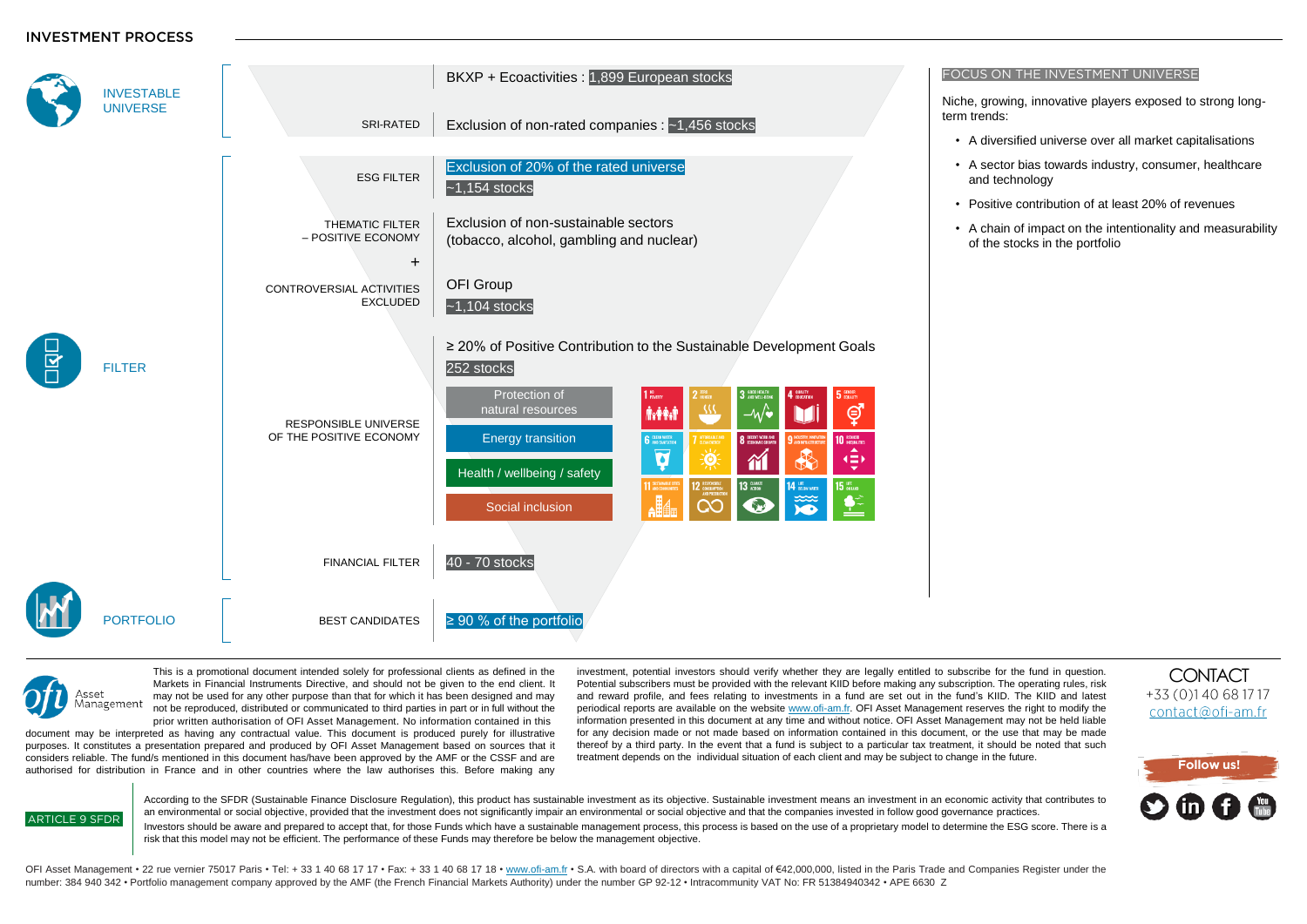## INVESTMENT PROCESS

**INVESTABLE UNIVERSE**

BKXP + Ecoactivities : 1,899 European stocks

SRI-RATED — Exclusion of non-rated companies : ~1,456 stocks

**FILTER**

ESG FILTER — Exclusion of 20% of the rated universe ~1,154 stocks

THEMATIC FILTER – POSITIVE ECONOMY — Exclusion of non-sustainable sectors (tobacco, alcohol, gambling and nuclear)

+

CONTROVERSIAL ACTIVITIES EXCLUDED — OFI Group ~1,104 stocks

RESPONSIBLE UNIVERSE OF THE POSITIVE ECONOMY — ≥ 20% of Positive Contribution to the Sustainable Development Goals 252 stocks

- Protection of natural resources
- Energy transition
- Health / wellbeing / safety
- Social inclusion

1 NO POVERTY · 2 ZERO HUNGER · 3 GOOD HEALTH AND WELL-BEING · 4 QUALITY EDUCATION · 5 GENDER EQUALITY · 6 CLEAN WATER AND SANITATION · 7 AFFORDABLE AND CLEAN ENERGY · 8 DECENT WORK AND ECONOMIC GROWTH · 9 INDUSTRY, INNOVATION AND INFRASTRUCTURE · 10 REDUCED INEQUALITIES · 11 SUSTAINABLE CITIES AND COMMUNITIES · 12 RESPONSIBLE CONSUMPTION AND PRODUCTION · 13 CLIMATE ACTION · 14 LIFE BELOW WATER · 15 LIFE ON LAND

FINANCIAL FILTER — 40 - 70 stocks

**PORTFOLIO**

BEST CANDIDATES — ≥ 90 % of the portfolio

### FOCUS ON THE INVESTMENT UNIVERSE

Niche, growing, innovative players exposed to strong long-term trends:

- A diversified universe over all market capitalisations
- A sector bias towards industry, consumer, healthcare and technology
- Positive contribution of at least 20% of revenues
- A chain of impact on the intentionality and measurability of the stocks in the portfolio

---

This is a promotional document intended solely for professional clients as defined in the Markets in Financial Instruments Directive, and should not be given to the end client. It may not be used for any other purpose than that for which it has been designed and may not be reproduced, distributed or communicated to third parties in part or in full without the prior written authorisation of OFI Asset Management. No information contained in this document may be interpreted as having any contractual value. This document is produced purely for illustrative purposes. It constitutes a presentation prepared and produced by OFI Asset Management based on sources that it considers reliable. The fund/s mentioned in this document has/have been approved by the AMF or the CSSF and are authorised for distribution in France and in other countries where the law authorises this. Before making any investment, potential investors should verify whether they are legally entitled to subscribe for the fund in question. Potential subscribers must be provided with the relevant KIID before making any subscription. The operating rules, risk and reward profile, and fees relating to investments in a fund are set out in the fund's KIID. The KIID and latest periodical reports are available on the website www.ofi-am.fr. OFI Asset Management reserves the right to modify the information presented in this document at any time and without notice. OFI Asset Management may not be held liable for any decision made or not made based on information contained in this document, or the use that may be made thereof by a third party. In the event that a fund is subject to a particular tax treatment, it should be noted that such treatment depends on the individual situation of each client and may be subject to change in the future.

**CONTACT**
+33 (0)1 40 68 17 17
contact@ofi-am.fr

Follow us!

ARTICLE 9 SFDR

According to the SFDR (Sustainable Finance Disclosure Regulation), this product has sustainable investment as its objective. Sustainable investment means an investment in an economic activity that contributes to an environmental or social objective, provided that the investment does not significantly impair an environmental or social objective and that the companies invested in follow good governance practices.

Investors should be aware and prepared to accept that, for those Funds which have a sustainable management process, this process is based on the use of a proprietary model to determine the ESG score. There is a risk that this model may not be efficient. The performance of these Funds may therefore be below the management objective.

OFI Asset Management • 22 rue vernier 75017 Paris • Tel: + 33 1 40 68 17 17 • Fax: + 33 1 40 68 17 18 • www.ofi-am.fr • S.A. with board of directors with a capital of €42,000,000, listed in the Paris Trade and Companies Register under the number: 384 940 342 • Portfolio management company approved by the AMF (the French Financial Markets Authority) under the number GP 92-12 • Intracommunity VAT No: FR 51384940342 • APE 6630 Z